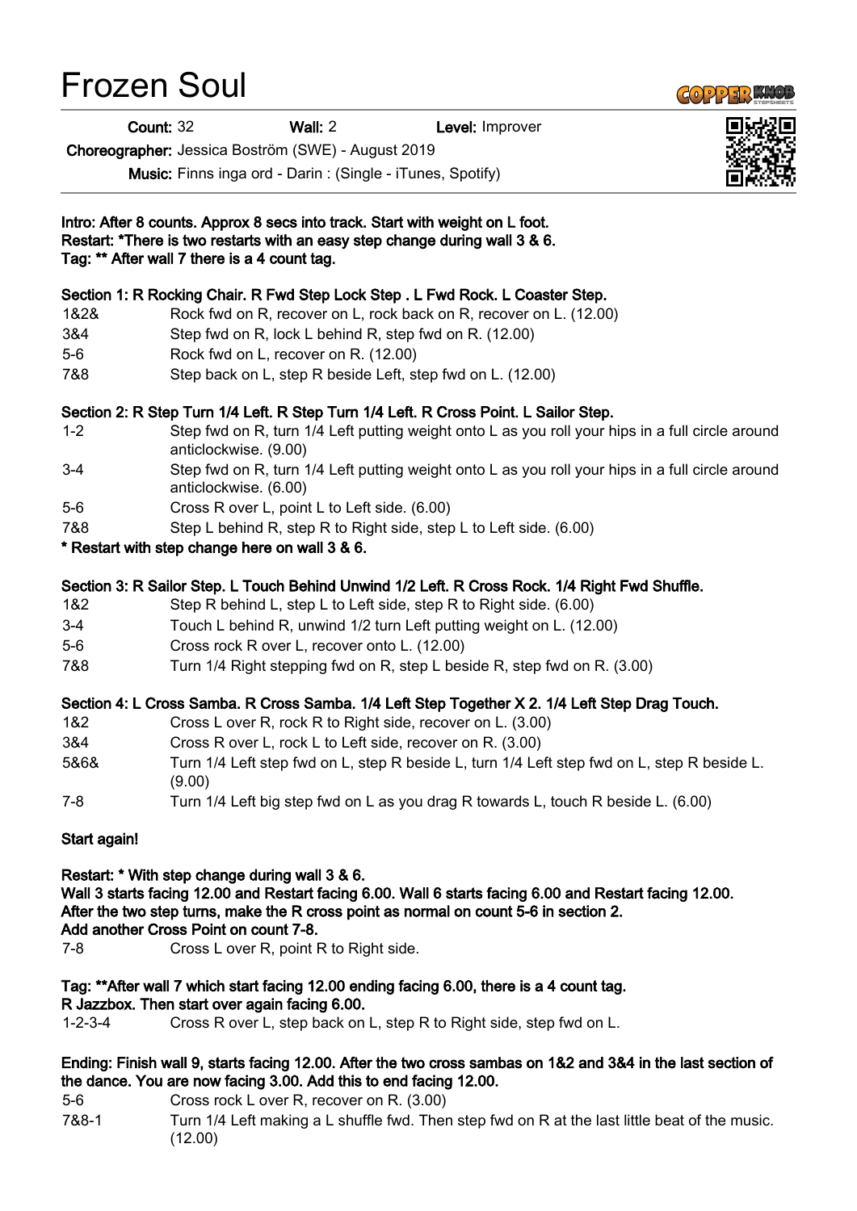# Frozen Soul

**Count:** 32 **Wall:** 2 **Level:** Improver

**Choreographer:** Jessica Boström (SWE) - August 2019

**Music:** Finns inga ord - Darin : (Single - iTunes, Spotify)

**Intro: After 8 counts. Approx 8 secs into track. Start with weight on L foot.**
**Restart: *There is two restarts with an easy step change during wall 3 & 6.**
**Tag: ** After wall 7 there is a 4 count tag.**

**Section 1: R Rocking Chair. R Fwd Step Lock Step . L Fwd Rock. L Coaster Step.**

| | |
|---|---|
| 1&2& | Rock fwd on R, recover on L, rock back on R, recover on L. (12.00) |
| 3&4 | Step fwd on R, lock L behind R, step fwd on R. (12.00) |
| 5-6 | Rock fwd on L, recover on R. (12.00) |
| 7&8 | Step back on L, step R beside Left, step fwd on L. (12.00) |

**Section 2: R Step Turn 1/4 Left. R Step Turn 1/4 Left. R Cross Point. L Sailor Step.**

| | |
|---|---|
| 1-2 | Step fwd on R, turn 1/4 Left putting weight onto L as you roll your hips in a full circle around anticlockwise. (9.00) |
| 3-4 | Step fwd on R, turn 1/4 Left putting weight onto L as you roll your hips in a full circle around anticlockwise. (6.00) |
| 5-6 | Cross R over L, point L to Left side. (6.00) |
| 7&8 | Step L behind R, step R to Right side, step L to Left side. (6.00) |

*** Restart with step change here on wall 3 & 6.**

**Section 3: R Sailor Step. L Touch Behind Unwind 1/2 Left. R Cross Rock. 1/4 Right Fwd Shuffle.**

| | |
|---|---|
| 1&2 | Step R behind L, step L to Left side, step R to Right side. (6.00) |
| 3-4 | Touch L behind R, unwind 1/2 turn Left putting weight on L. (12.00) |
| 5-6 | Cross rock R over L, recover onto L. (12.00) |
| 7&8 | Turn 1/4 Right stepping fwd on R, step L beside R, step fwd on R. (3.00) |

**Section 4: L Cross Samba. R Cross Samba. 1/4 Left Step Together X 2. 1/4 Left Step Drag Touch.**

| | |
|---|---|
| 1&2 | Cross L over R, rock R to Right side, recover on L. (3.00) |
| 3&4 | Cross R over L, rock L to Left side, recover on R. (3.00) |
| 5&6& | Turn 1/4 Left step fwd on L, step R beside L, turn 1/4 Left step fwd on L, step R beside L. (9.00) |
| 7-8 | Turn 1/4 Left big step fwd on L as you drag R towards L, touch R beside L. (6.00) |

**Start again!**

**Restart: * With step change during wall 3 & 6.**
**Wall 3 starts facing 12.00 and Restart facing 6.00. Wall 6 starts facing 6.00 and Restart facing 12.00.**
**After the two step turns, make the R cross point as normal on count 5-6 in section 2.**
**Add another Cross Point on count 7-8.**

| | |
|---|---|
| 7-8 | Cross L over R, point R to Right side. |

**Tag: **After wall 7 which start facing 12.00 ending facing 6.00, there is a 4 count tag.**
**R Jazzbox. Then start over again facing 6.00.**

| | |
|---|---|
| 1-2-3-4 | Cross R over L, step back on L, step R to Right side, step fwd on L. |

**Ending: Finish wall 9, starts facing 12.00. After the two cross sambas on 1&2 and 3&4 in the last section of the dance. You are now facing 3.00. Add this to end facing 12.00.**

| | |
|---|---|
| 5-6 | Cross rock L over R, recover on R. (3.00) |
| 7&8-1 | Turn 1/4 Left making a L shuffle fwd. Then step fwd on R at the last little beat of the music. (12.00) |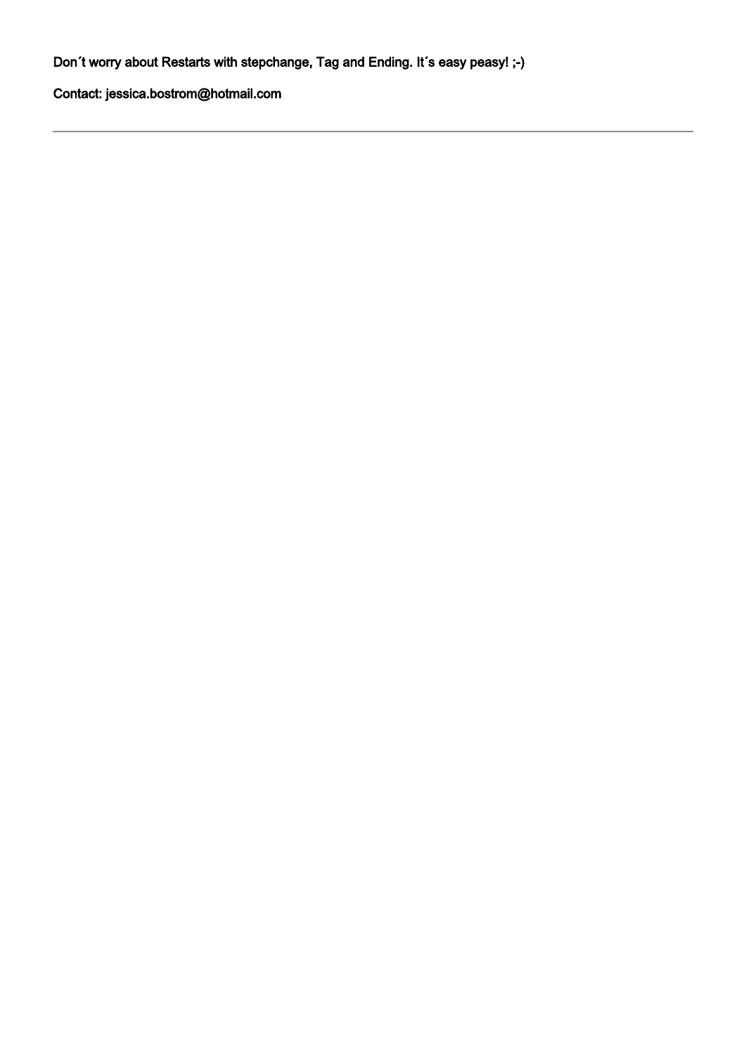Don´t worry about Restarts with stepchange, Tag and Ending. It´s easy peasy! ;-)

Contact: jessica.bostrom@hotmail.com

---